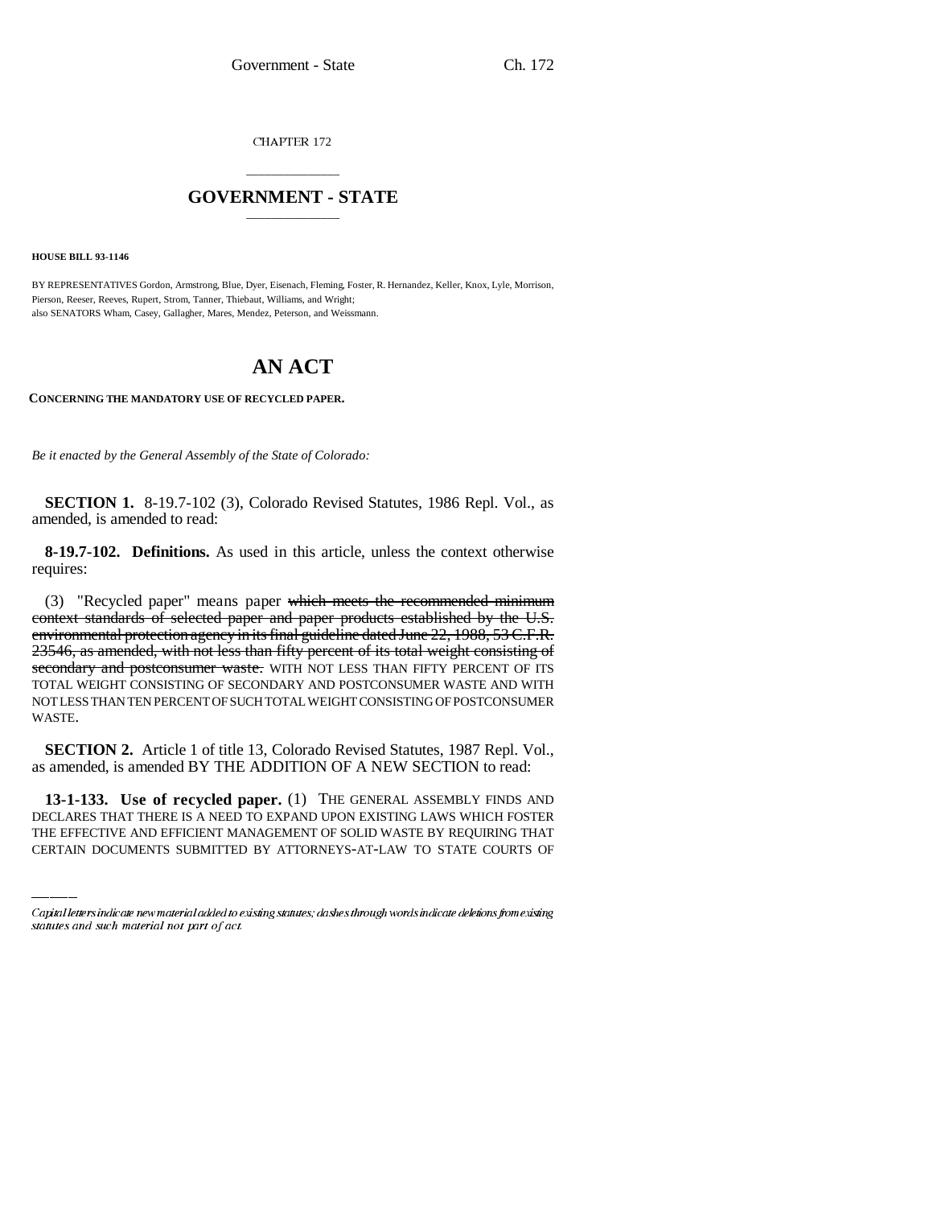CHAPTER 172

# GOVERNMENT - STATE

**HOUSE BILL 93-1146**

BY REPRESENTATIVES Gordon, Armstrong, Blue, Dyer, Eisenach, Fleming, Foster, R. Hernandez, Keller, Knox, Lyle, Morrison, Pierson, Reeser, Reeves, Rupert, Strom, Tanner, Thiebaut, Williams, and Wright;
also SENATORS Wham, Casey, Gallagher, Mares, Mendez, Peterson, and Weissmann.

# AN ACT

**CONCERNING THE MANDATORY USE OF RECYCLED PAPER.**

*Be it enacted by the General Assembly of the State of Colorado:*

**SECTION 1.** 8-19.7-102 (3), Colorado Revised Statutes, 1986 Repl. Vol., as amended, is amended to read:

**8-19.7-102. Definitions.** As used in this article, unless the context otherwise requires:

(3) "Recycled paper" means paper ~~which meets the recommended minimum context standards of selected paper and paper products established by the U.S. environmental protection agency in its final guideline dated June 22, 1988, 53 C.F.R. 23546, as amended, with not less than fifty percent of its total weight consisting of secondary and postconsumer waste.~~ WITH NOT LESS THAN FIFTY PERCENT OF ITS TOTAL WEIGHT CONSISTING OF SECONDARY AND POSTCONSUMER WASTE AND WITH NOT LESS THAN TEN PERCENT OF SUCH TOTAL WEIGHT CONSISTING OF POSTCONSUMER WASTE.

**SECTION 2.** Article 1 of title 13, Colorado Revised Statutes, 1987 Repl. Vol., as amended, is amended BY THE ADDITION OF A NEW SECTION to read:

**13-1-133. Use of recycled paper.** (1) THE GENERAL ASSEMBLY FINDS AND DECLARES THAT THERE IS A NEED TO EXPAND UPON EXISTING LAWS WHICH FOSTER THE EFFECTIVE AND EFFICIENT MANAGEMENT OF SOLID WASTE BY REQUIRING THAT CERTAIN DOCUMENTS SUBMITTED BY ATTORNEYS-AT-LAW TO STATE COURTS OF

Capital letters indicate new material added to existing statutes; dashes through words indicate deletions from existing statutes and such material not part of act.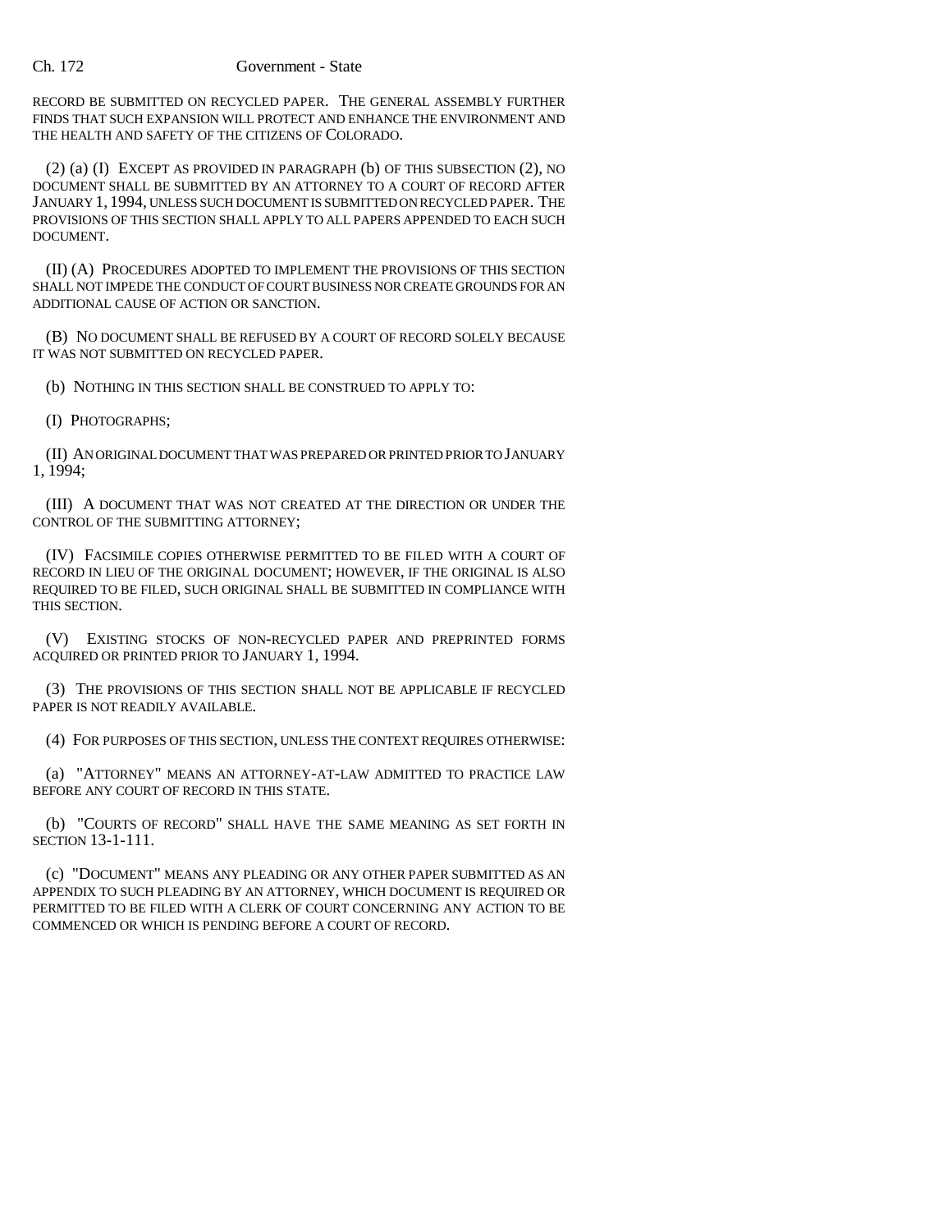RECORD BE SUBMITTED ON RECYCLED PAPER. THE GENERAL ASSEMBLY FURTHER FINDS THAT SUCH EXPANSION WILL PROTECT AND ENHANCE THE ENVIRONMENT AND THE HEALTH AND SAFETY OF THE CITIZENS OF COLORADO.

(2) (a) (I) EXCEPT AS PROVIDED IN PARAGRAPH (b) OF THIS SUBSECTION (2), NO DOCUMENT SHALL BE SUBMITTED BY AN ATTORNEY TO A COURT OF RECORD AFTER JANUARY 1, 1994, UNLESS SUCH DOCUMENT IS SUBMITTED ON RECYCLED PAPER. THE PROVISIONS OF THIS SECTION SHALL APPLY TO ALL PAPERS APPENDED TO EACH SUCH DOCUMENT.

(II) (A) PROCEDURES ADOPTED TO IMPLEMENT THE PROVISIONS OF THIS SECTION SHALL NOT IMPEDE THE CONDUCT OF COURT BUSINESS NOR CREATE GROUNDS FOR AN ADDITIONAL CAUSE OF ACTION OR SANCTION.

(B) NO DOCUMENT SHALL BE REFUSED BY A COURT OF RECORD SOLELY BECAUSE IT WAS NOT SUBMITTED ON RECYCLED PAPER.

(b) NOTHING IN THIS SECTION SHALL BE CONSTRUED TO APPLY TO:

(I) PHOTOGRAPHS;

(II) AN ORIGINAL DOCUMENT THAT WAS PREPARED OR PRINTED PRIOR TO JANUARY 1, 1994;

(III) A DOCUMENT THAT WAS NOT CREATED AT THE DIRECTION OR UNDER THE CONTROL OF THE SUBMITTING ATTORNEY;

(IV) FACSIMILE COPIES OTHERWISE PERMITTED TO BE FILED WITH A COURT OF RECORD IN LIEU OF THE ORIGINAL DOCUMENT; HOWEVER, IF THE ORIGINAL IS ALSO REQUIRED TO BE FILED, SUCH ORIGINAL SHALL BE SUBMITTED IN COMPLIANCE WITH THIS SECTION.

(V) EXISTING STOCKS OF NON-RECYCLED PAPER AND PREPRINTED FORMS ACQUIRED OR PRINTED PRIOR TO JANUARY 1, 1994.

(3) THE PROVISIONS OF THIS SECTION SHALL NOT BE APPLICABLE IF RECYCLED PAPER IS NOT READILY AVAILABLE.

(4) FOR PURPOSES OF THIS SECTION, UNLESS THE CONTEXT REQUIRES OTHERWISE:

(a) "ATTORNEY" MEANS AN ATTORNEY-AT-LAW ADMITTED TO PRACTICE LAW BEFORE ANY COURT OF RECORD IN THIS STATE.

(b) "COURTS OF RECORD" SHALL HAVE THE SAME MEANING AS SET FORTH IN SECTION 13-1-111.

(c) "DOCUMENT" MEANS ANY PLEADING OR ANY OTHER PAPER SUBMITTED AS AN APPENDIX TO SUCH PLEADING BY AN ATTORNEY, WHICH DOCUMENT IS REQUIRED OR PERMITTED TO BE FILED WITH A CLERK OF COURT CONCERNING ANY ACTION TO BE COMMENCED OR WHICH IS PENDING BEFORE A COURT OF RECORD.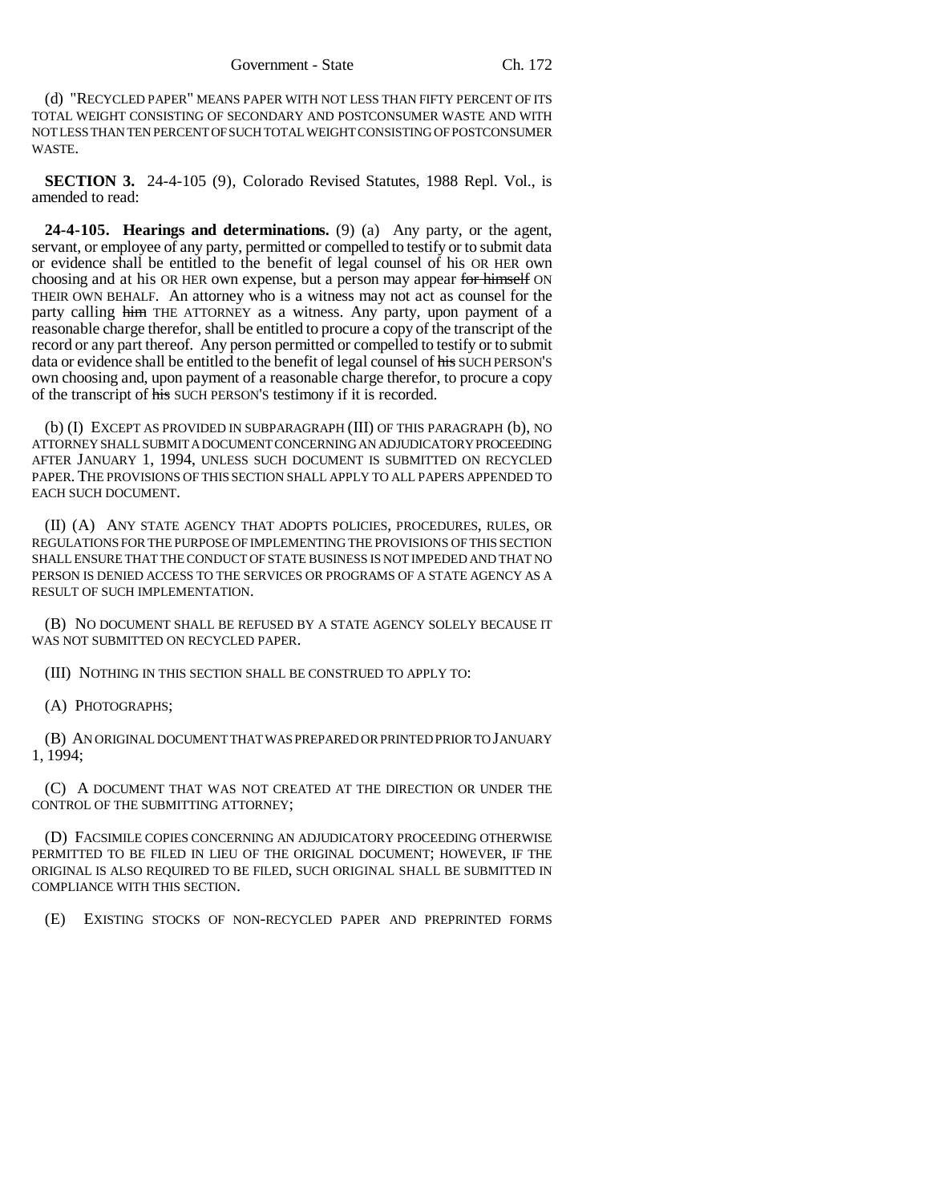(d) "RECYCLED PAPER" MEANS PAPER WITH NOT LESS THAN FIFTY PERCENT OF ITS TOTAL WEIGHT CONSISTING OF SECONDARY AND POSTCONSUMER WASTE AND WITH NOT LESS THAN TEN PERCENT OF SUCH TOTAL WEIGHT CONSISTING OF POSTCONSUMER WASTE.

**SECTION 3.** 24-4-105 (9), Colorado Revised Statutes, 1988 Repl. Vol., is amended to read:

**24-4-105. Hearings and determinations.** (9) (a) Any party, or the agent, servant, or employee of any party, permitted or compelled to testify or to submit data or evidence shall be entitled to the benefit of legal counsel of his OR HER own choosing and at his OR HER own expense, but a person may appear ~~for himself~~ ON THEIR OWN BEHALF. An attorney who is a witness may not act as counsel for the party calling ~~him~~ THE ATTORNEY as a witness. Any party, upon payment of a reasonable charge therefor, shall be entitled to procure a copy of the transcript of the record or any part thereof. Any person permitted or compelled to testify or to submit data or evidence shall be entitled to the benefit of legal counsel of ~~his~~ SUCH PERSON'S own choosing and, upon payment of a reasonable charge therefor, to procure a copy of the transcript of ~~his~~ SUCH PERSON'S testimony if it is recorded.

(b) (I) EXCEPT AS PROVIDED IN SUBPARAGRAPH (III) OF THIS PARAGRAPH (b), NO ATTORNEY SHALL SUBMIT A DOCUMENT CONCERNING AN ADJUDICATORY PROCEEDING AFTER JANUARY 1, 1994, UNLESS SUCH DOCUMENT IS SUBMITTED ON RECYCLED PAPER. THE PROVISIONS OF THIS SECTION SHALL APPLY TO ALL PAPERS APPENDED TO EACH SUCH DOCUMENT.

(II) (A) ANY STATE AGENCY THAT ADOPTS POLICIES, PROCEDURES, RULES, OR REGULATIONS FOR THE PURPOSE OF IMPLEMENTING THE PROVISIONS OF THIS SECTION SHALL ENSURE THAT THE CONDUCT OF STATE BUSINESS IS NOT IMPEDED AND THAT NO PERSON IS DENIED ACCESS TO THE SERVICES OR PROGRAMS OF A STATE AGENCY AS A RESULT OF SUCH IMPLEMENTATION.

(B) NO DOCUMENT SHALL BE REFUSED BY A STATE AGENCY SOLELY BECAUSE IT WAS NOT SUBMITTED ON RECYCLED PAPER.

(III) NOTHING IN THIS SECTION SHALL BE CONSTRUED TO APPLY TO:

(A) PHOTOGRAPHS;

(B) AN ORIGINAL DOCUMENT THAT WAS PREPARED OR PRINTED PRIOR TO JANUARY 1, 1994;

(C) A DOCUMENT THAT WAS NOT CREATED AT THE DIRECTION OR UNDER THE CONTROL OF THE SUBMITTING ATTORNEY;

(D) FACSIMILE COPIES CONCERNING AN ADJUDICATORY PROCEEDING OTHERWISE PERMITTED TO BE FILED IN LIEU OF THE ORIGINAL DOCUMENT; HOWEVER, IF THE ORIGINAL IS ALSO REQUIRED TO BE FILED, SUCH ORIGINAL SHALL BE SUBMITTED IN COMPLIANCE WITH THIS SECTION.

(E) EXISTING STOCKS OF NON-RECYCLED PAPER AND PREPRINTED FORMS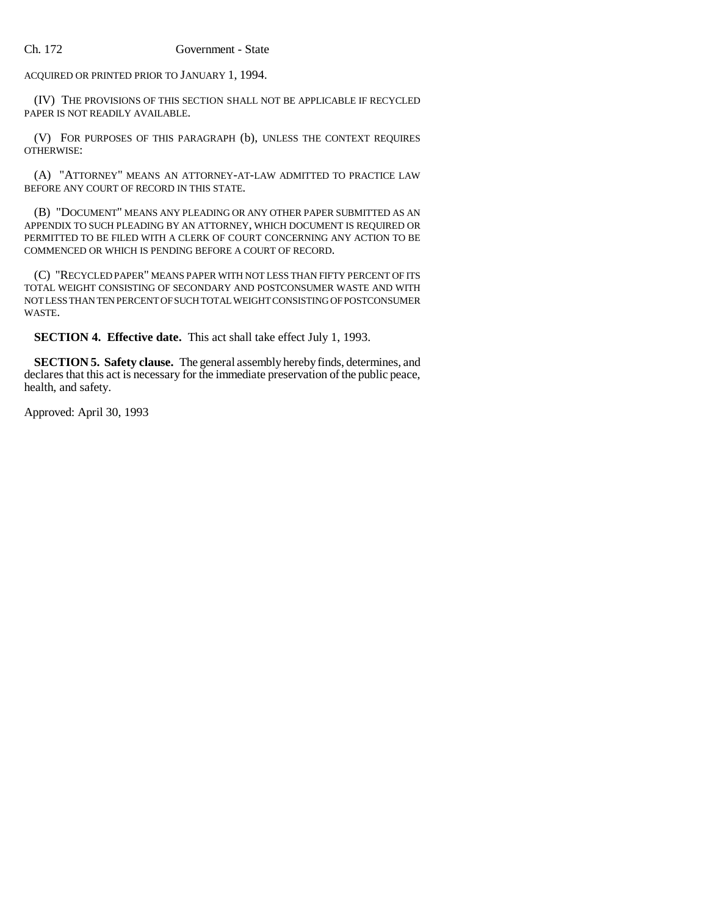ACQUIRED OR PRINTED PRIOR TO JANUARY 1, 1994.

(IV) THE PROVISIONS OF THIS SECTION SHALL NOT BE APPLICABLE IF RECYCLED PAPER IS NOT READILY AVAILABLE.

(V) FOR PURPOSES OF THIS PARAGRAPH (b), UNLESS THE CONTEXT REQUIRES OTHERWISE:

(A) "ATTORNEY" MEANS AN ATTORNEY-AT-LAW ADMITTED TO PRACTICE LAW BEFORE ANY COURT OF RECORD IN THIS STATE.

(B) "DOCUMENT" MEANS ANY PLEADING OR ANY OTHER PAPER SUBMITTED AS AN APPENDIX TO SUCH PLEADING BY AN ATTORNEY, WHICH DOCUMENT IS REQUIRED OR PERMITTED TO BE FILED WITH A CLERK OF COURT CONCERNING ANY ACTION TO BE COMMENCED OR WHICH IS PENDING BEFORE A COURT OF RECORD.

(C) "RECYCLED PAPER" MEANS PAPER WITH NOT LESS THAN FIFTY PERCENT OF ITS TOTAL WEIGHT CONSISTING OF SECONDARY AND POSTCONSUMER WASTE AND WITH NOT LESS THAN TEN PERCENT OF SUCH TOTAL WEIGHT CONSISTING OF POSTCONSUMER WASTE.

**SECTION 4. Effective date.** This act shall take effect July 1, 1993.

**SECTION 5. Safety clause.** The general assembly hereby finds, determines, and declares that this act is necessary for the immediate preservation of the public peace, health, and safety.

Approved: April 30, 1993